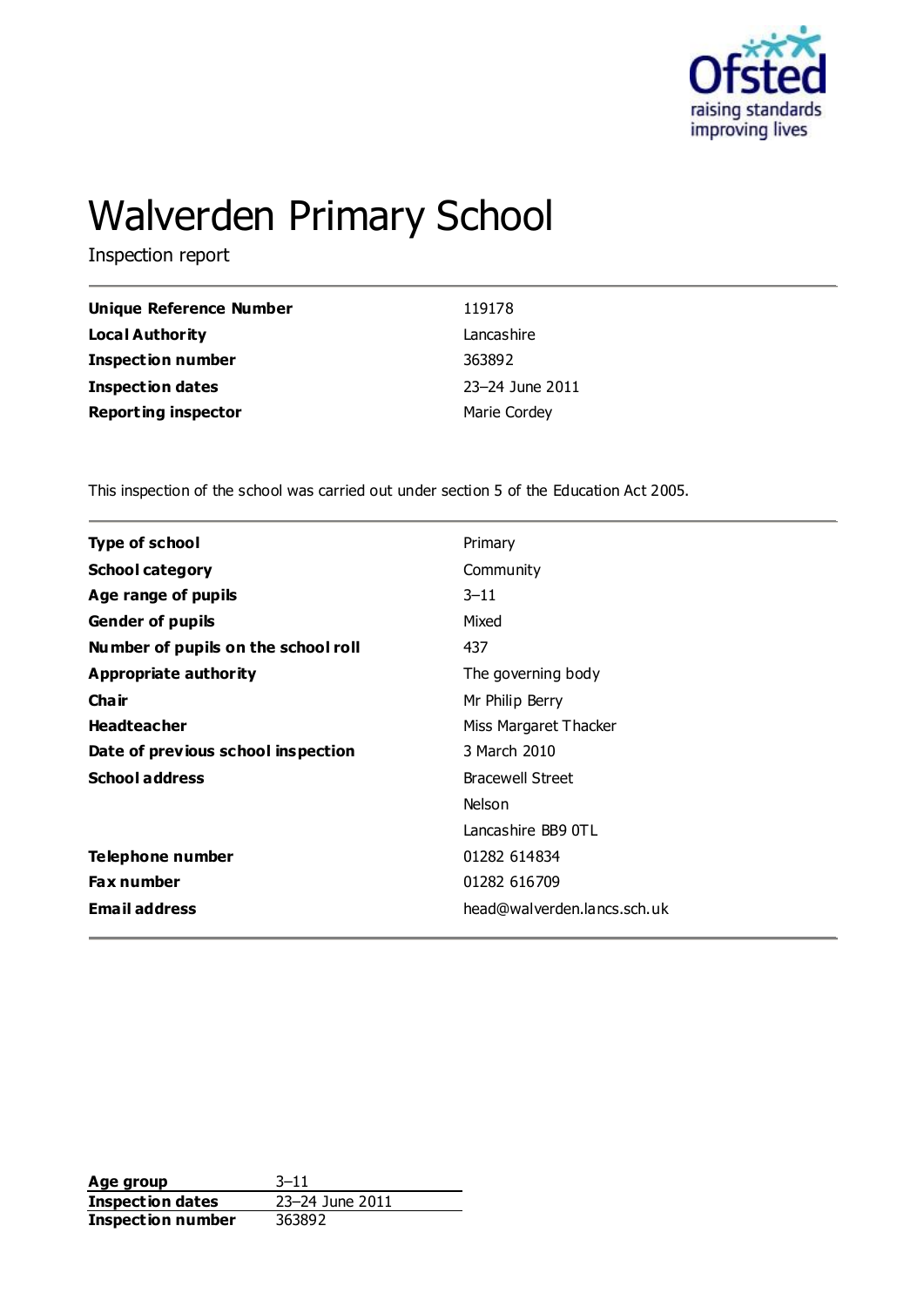# Walverden Primary School

Inspection report

| | |
|---|---|
| **Unique Reference Number** | 119178 |
| **Local Authority** | Lancashire |
| **Inspection number** | 363892 |
| **Inspection dates** | 23–24 June 2011 |
| **Reporting inspector** | Marie Cordey |

This inspection of the school was carried out under section 5 of the Education Act 2005.

| | |
|---|---|
| **Type of school** | Primary |
| **School category** | Community |
| **Age range of pupils** | 3–11 |
| **Gender of pupils** | Mixed |
| **Number of pupils on the school roll** | 437 |
| **Appropriate authority** | The governing body |
| **Chair** | Mr Philip Berry |
| **Headteacher** | Miss Margaret Thacker |
| **Date of previous school inspection** | 3 March 2010 |
| **School address** | Bracewell Street |
| | Nelson |
| | Lancashire BB9 0TL |
| **Telephone number** | 01282 614834 |
| **Fax number** | 01282 616709 |
| **Email address** | head@walverden.lancs.sch.uk |

| | |
|---|---|
| **Age group** | 3–11 |
| **Inspection dates** | 23–24 June 2011 |
| **Inspection number** | 363892 |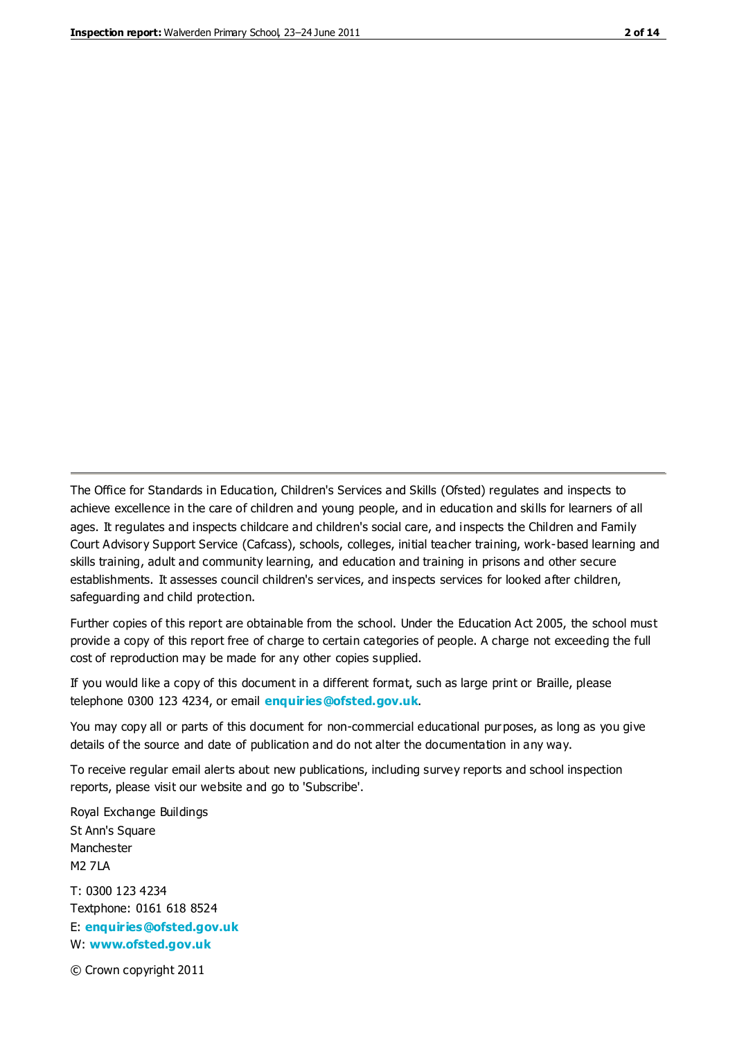The Office for Standards in Education, Children's Services and Skills (Ofsted) regulates and inspects to achieve excellence in the care of children and young people, and in education and skills for learners of all ages. It regulates and inspects childcare and children's social care, and inspects the Children and Family Court Advisory Support Service (Cafcass), schools, colleges, initial teacher training, work-based learning and skills training, adult and community learning, and education and training in prisons and other secure establishments. It assesses council children's services, and inspects services for looked after children, safeguarding and child protection.

Further copies of this report are obtainable from the school. Under the Education Act 2005, the school must provide a copy of this report free of charge to certain categories of people. A charge not exceeding the full cost of reproduction may be made for any other copies supplied.

If you would like a copy of this document in a different format, such as large print or Braille, please telephone 0300 123 4234, or email **enquiries@ofsted.gov.uk**.

You may copy all or parts of this document for non-commercial educational purposes, as long as you give details of the source and date of publication and do not alter the documentation in any way.

To receive regular email alerts about new publications, including survey reports and school inspection reports, please visit our website and go to 'Subscribe'.

Royal Exchange Buildings
St Ann's Square
Manchester
M2 7LA

T: 0300 123 4234
Textphone: 0161 618 8524
E: **enquiries@ofsted.gov.uk**
W: **www.ofsted.gov.uk**

© Crown copyright 2011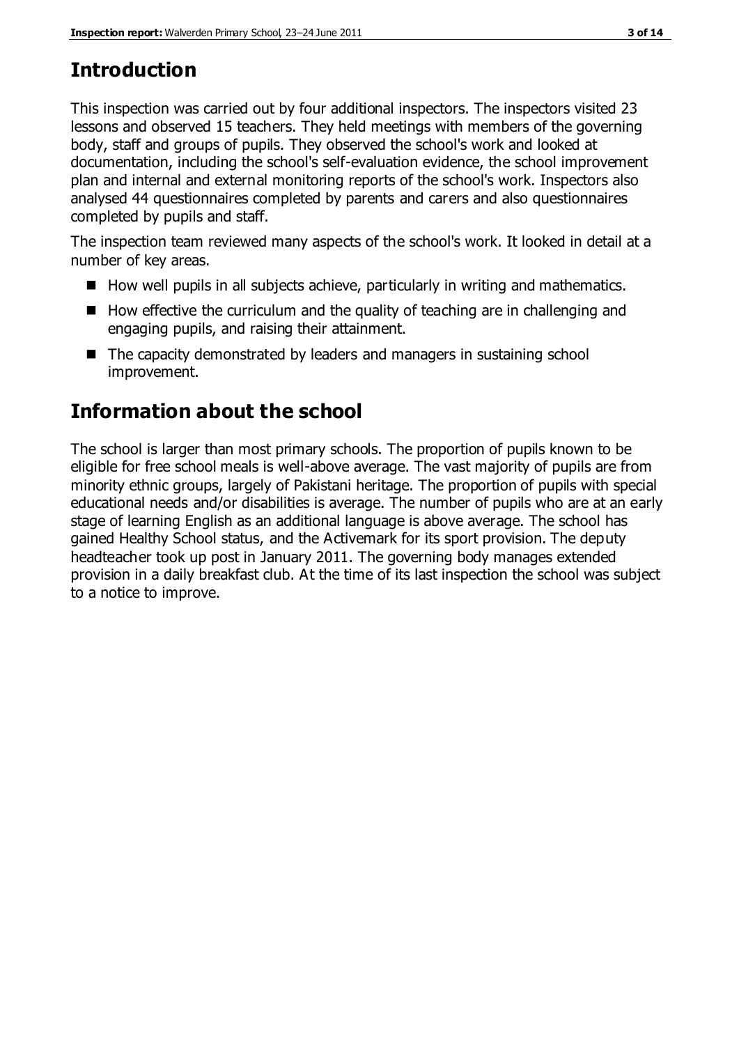## Introduction

This inspection was carried out by four additional inspectors. The inspectors visited 23 lessons and observed 15 teachers. They held meetings with members of the governing body, staff and groups of pupils. They observed the school's work and looked at documentation, including the school's self-evaluation evidence, the school improvement plan and internal and external monitoring reports of the school's work. Inspectors also analysed 44 questionnaires completed by parents and carers and also questionnaires completed by pupils and staff.

The inspection team reviewed many aspects of the school's work. It looked in detail at a number of key areas.

- How well pupils in all subjects achieve, particularly in writing and mathematics.
- How effective the curriculum and the quality of teaching are in challenging and engaging pupils, and raising their attainment.
- The capacity demonstrated by leaders and managers in sustaining school improvement.

## Information about the school

The school is larger than most primary schools. The proportion of pupils known to be eligible for free school meals is well-above average. The vast majority of pupils are from minority ethnic groups, largely of Pakistani heritage. The proportion of pupils with special educational needs and/or disabilities is average. The number of pupils who are at an early stage of learning English as an additional language is above average. The school has gained Healthy School status, and the Activemark for its sport provision. The deputy headteacher took up post in January 2011. The governing body manages extended provision in a daily breakfast club. At the time of its last inspection the school was subject to a notice to improve.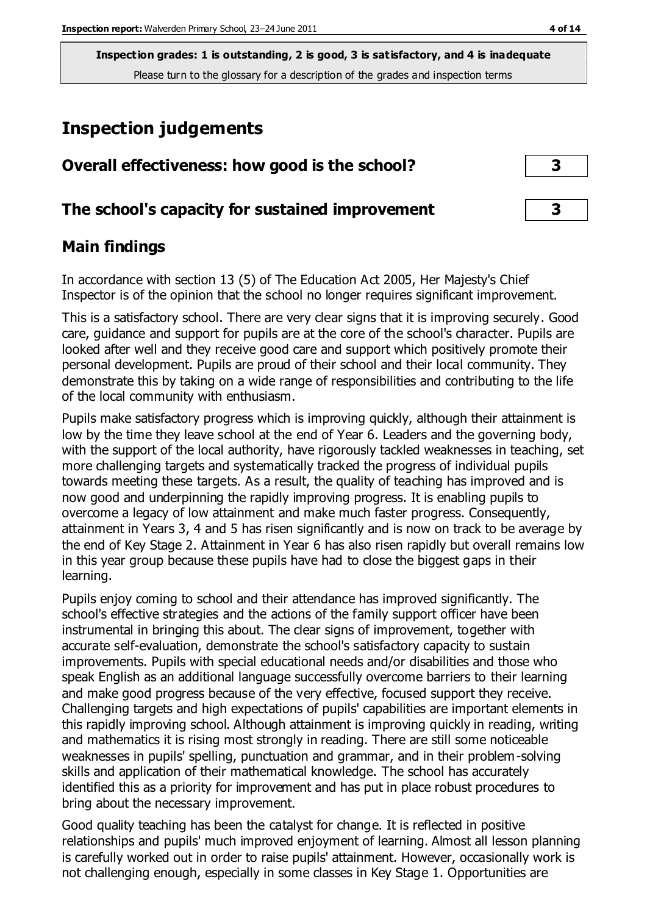**Inspection grades: 1 is outstanding, 2 is good, 3 is satisfactory, and 4 is inadequate**
Please turn to the glossary for a description of the grades and inspection terms

# Inspection judgements

## Overall effectiveness: how good is the school? 3

## The school's capacity for sustained improvement 3

## Main findings

In accordance with section 13 (5) of The Education Act 2005, Her Majesty's Chief Inspector is of the opinion that the school no longer requires significant improvement.

This is a satisfactory school. There are very clear signs that it is improving securely. Good care, guidance and support for pupils are at the core of the school's character. Pupils are looked after well and they receive good care and support which positively promote their personal development. Pupils are proud of their school and their local community. They demonstrate this by taking on a wide range of responsibilities and contributing to the life of the local community with enthusiasm.

Pupils make satisfactory progress which is improving quickly, although their attainment is low by the time they leave school at the end of Year 6. Leaders and the governing body, with the support of the local authority, have rigorously tackled weaknesses in teaching, set more challenging targets and systematically tracked the progress of individual pupils towards meeting these targets. As a result, the quality of teaching has improved and is now good and underpinning the rapidly improving progress. It is enabling pupils to overcome a legacy of low attainment and make much faster progress. Consequently, attainment in Years 3, 4 and 5 has risen significantly and is now on track to be average by the end of Key Stage 2. Attainment in Year 6 has also risen rapidly but overall remains low in this year group because these pupils have had to close the biggest gaps in their learning.

Pupils enjoy coming to school and their attendance has improved significantly. The school's effective strategies and the actions of the family support officer have been instrumental in bringing this about. The clear signs of improvement, together with accurate self-evaluation, demonstrate the school's satisfactory capacity to sustain improvements. Pupils with special educational needs and/or disabilities and those who speak English as an additional language successfully overcome barriers to their learning and make good progress because of the very effective, focused support they receive. Challenging targets and high expectations of pupils' capabilities are important elements in this rapidly improving school. Although attainment is improving quickly in reading, writing and mathematics it is rising most strongly in reading. There are still some noticeable weaknesses in pupils' spelling, punctuation and grammar, and in their problem-solving skills and application of their mathematical knowledge. The school has accurately identified this as a priority for improvement and has put in place robust procedures to bring about the necessary improvement.

Good quality teaching has been the catalyst for change. It is reflected in positive relationships and pupils' much improved enjoyment of learning. Almost all lesson planning is carefully worked out in order to raise pupils' attainment. However, occasionally work is not challenging enough, especially in some classes in Key Stage 1. Opportunities are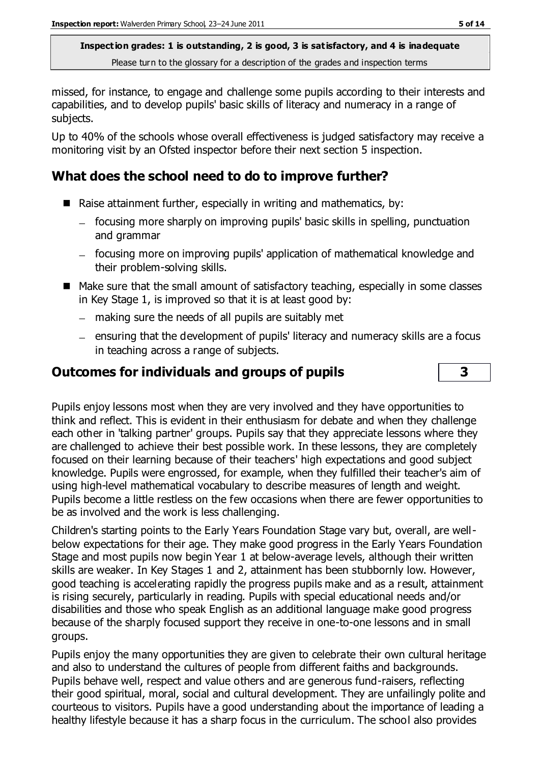missed, for instance, to engage and challenge some pupils according to their interests and capabilities, and to develop pupils' basic skills of literacy and numeracy in a range of subjects.

Up to 40% of the schools whose overall effectiveness is judged satisfactory may receive a monitoring visit by an Ofsted inspector before their next section 5 inspection.

## What does the school need to do to improve further?

- Raise attainment further, especially in writing and mathematics, by:
  - focusing more sharply on improving pupils' basic skills in spelling, punctuation and grammar
  - focusing more on improving pupils' application of mathematical knowledge and their problem-solving skills.
- Make sure that the small amount of satisfactory teaching, especially in some classes in Key Stage 1, is improved so that it is at least good by:
  - making sure the needs of all pupils are suitably met
  - ensuring that the development of pupils' literacy and numeracy skills are a focus in teaching across a range of subjects.

## Outcomes for individuals and groups of pupils — 3

Pupils enjoy lessons most when they are very involved and they have opportunities to think and reflect. This is evident in their enthusiasm for debate and when they challenge each other in 'talking partner' groups. Pupils say that they appreciate lessons where they are challenged to achieve their best possible work. In these lessons, they are completely focused on their learning because of their teachers' high expectations and good subject knowledge. Pupils were engrossed, for example, when they fulfilled their teacher's aim of using high-level mathematical vocabulary to describe measures of length and weight. Pupils become a little restless on the few occasions when there are fewer opportunities to be as involved and the work is less challenging.

Children's starting points to the Early Years Foundation Stage vary but, overall, are well-below expectations for their age. They make good progress in the Early Years Foundation Stage and most pupils now begin Year 1 at below-average levels, although their written skills are weaker. In Key Stages 1 and 2, attainment has been stubbornly low. However, good teaching is accelerating rapidly the progress pupils make and as a result, attainment is rising securely, particularly in reading. Pupils with special educational needs and/or disabilities and those who speak English as an additional language make good progress because of the sharply focused support they receive in one-to-one lessons and in small groups.

Pupils enjoy the many opportunities they are given to celebrate their own cultural heritage and also to understand the cultures of people from different faiths and backgrounds. Pupils behave well, respect and value others and are generous fund-raisers, reflecting their good spiritual, moral, social and cultural development. They are unfailingly polite and courteous to visitors. Pupils have a good understanding about the importance of leading a healthy lifestyle because it has a sharp focus in the curriculum. The school also provides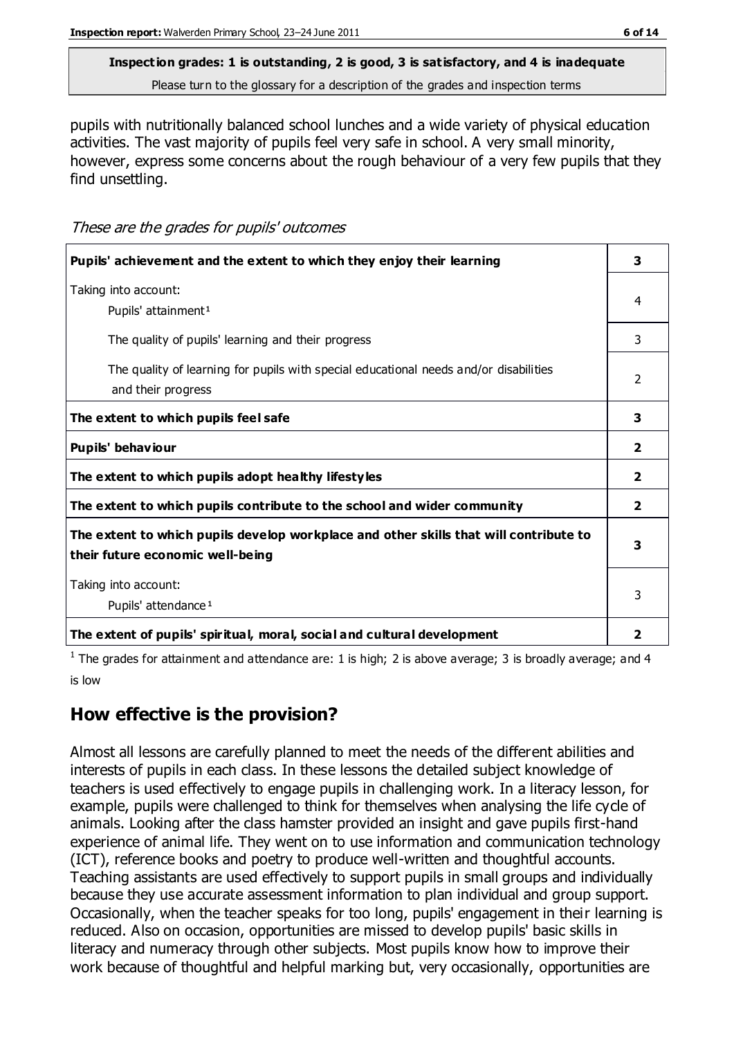**Inspection grades: 1 is outstanding, 2 is good, 3 is satisfactory, and 4 is inadequate**
Please turn to the glossary for a description of the grades and inspection terms

pupils with nutritionally balanced school lunches and a wide variety of physical education activities. The vast majority of pupils feel very safe in school. A very small minority, however, express some concerns about the rough behaviour of a very few pupils that they find unsettling.

*These are the grades for pupils' outcomes*

| | |
|---|---|
| **Pupils' achievement and the extent to which they enjoy their learning** | **3** |
| Taking into account:<br>Pupils' attainment[1] | 4 |
| The quality of pupils' learning and their progress | 3 |
| The quality of learning for pupils with special educational needs and/or disabilities and their progress | 2 |
| **The extent to which pupils feel safe** | **3** |
| **Pupils' behaviour** | **2** |
| **The extent to which pupils adopt healthy lifestyles** | **2** |
| **The extent to which pupils contribute to the school and wider community** | **2** |
| **The extent to which pupils develop workplace and other skills that will contribute to their future economic well-being** | **3** |
| Taking into account:<br>Pupils' attendance[1] | 3 |
| **The extent of pupils' spiritual, moral, social and cultural development** | **2** |

[1] The grades for attainment and attendance are: 1 is high; 2 is above average; 3 is broadly average; and 4 is low

## How effective is the provision?

Almost all lessons are carefully planned to meet the needs of the different abilities and interests of pupils in each class. In these lessons the detailed subject knowledge of teachers is used effectively to engage pupils in challenging work. In a literacy lesson, for example, pupils were challenged to think for themselves when analysing the life cycle of animals. Looking after the class hamster provided an insight and gave pupils first-hand experience of animal life. They went on to use information and communication technology (ICT), reference books and poetry to produce well-written and thoughtful accounts. Teaching assistants are used effectively to support pupils in small groups and individually because they use accurate assessment information to plan individual and group support. Occasionally, when the teacher speaks for too long, pupils' engagement in their learning is reduced. Also on occasion, opportunities are missed to develop pupils' basic skills in literacy and numeracy through other subjects. Most pupils know how to improve their work because of thoughtful and helpful marking but, very occasionally, opportunities are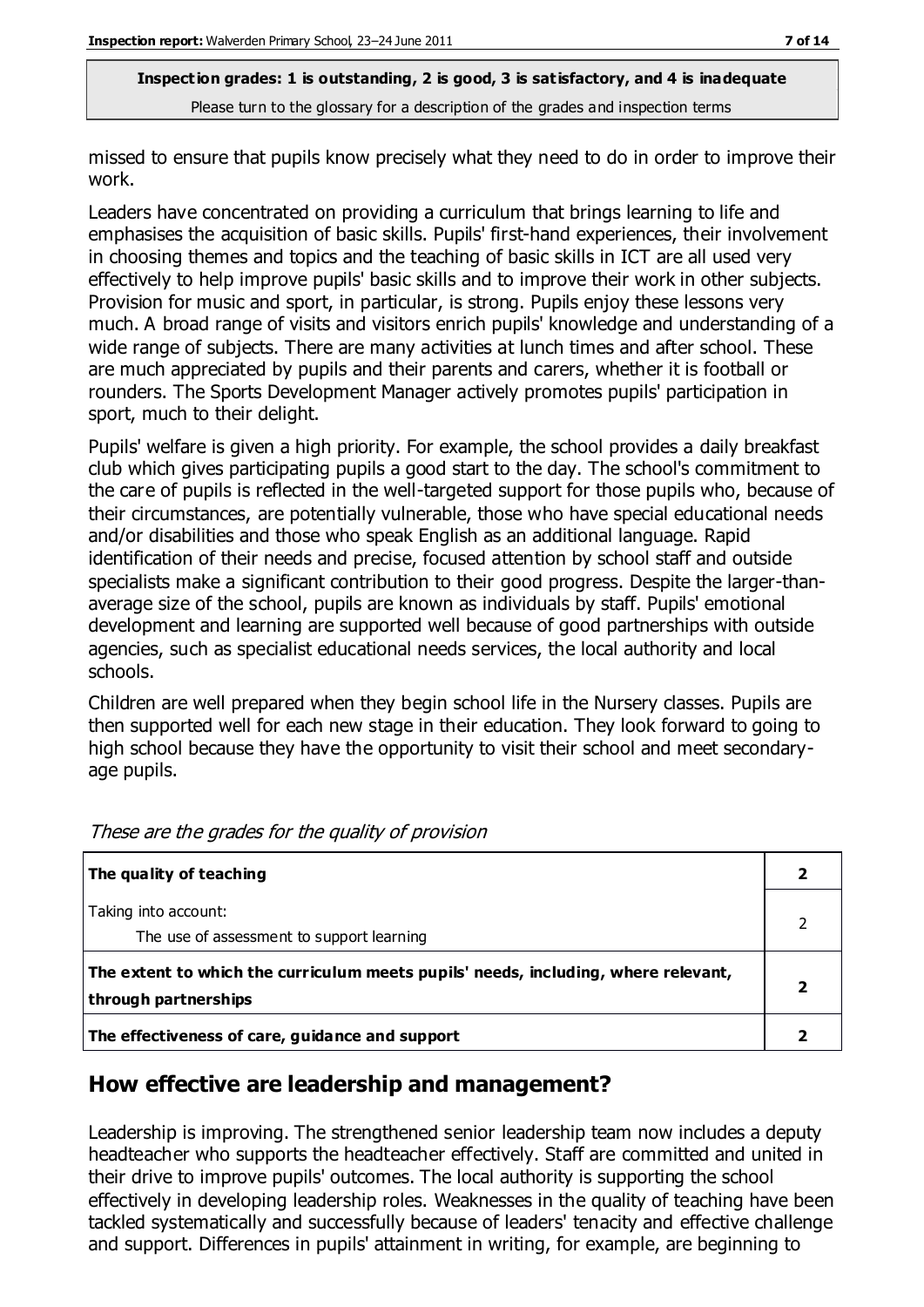missed to ensure that pupils know precisely what they need to do in order to improve their work.

Leaders have concentrated on providing a curriculum that brings learning to life and emphasises the acquisition of basic skills. Pupils' first-hand experiences, their involvement in choosing themes and topics and the teaching of basic skills in ICT are all used very effectively to help improve pupils' basic skills and to improve their work in other subjects. Provision for music and sport, in particular, is strong. Pupils enjoy these lessons very much. A broad range of visits and visitors enrich pupils' knowledge and understanding of a wide range of subjects. There are many activities at lunch times and after school. These are much appreciated by pupils and their parents and carers, whether it is football or rounders. The Sports Development Manager actively promotes pupils' participation in sport, much to their delight.

Pupils' welfare is given a high priority. For example, the school provides a daily breakfast club which gives participating pupils a good start to the day. The school's commitment to the care of pupils is reflected in the well-targeted support for those pupils who, because of their circumstances, are potentially vulnerable, those who have special educational needs and/or disabilities and those who speak English as an additional language. Rapid identification of their needs and precise, focused attention by school staff and outside specialists make a significant contribution to their good progress. Despite the larger-than-average size of the school, pupils are known as individuals by staff. Pupils' emotional development and learning are supported well because of good partnerships with outside agencies, such as specialist educational needs services, the local authority and local schools.

Children are well prepared when they begin school life in the Nursery classes. Pupils are then supported well for each new stage in their education. They look forward to going to high school because they have the opportunity to visit their school and meet secondary-age pupils.

*These are the grades for the quality of provision*

| | |
|---|---|
| **The quality of teaching** | **2** |
| Taking into account: The use of assessment to support learning | 2 |
| **The extent to which the curriculum meets pupils' needs, including, where relevant, through partnerships** | **2** |
| **The effectiveness of care, guidance and support** | **2** |

## How effective are leadership and management?

Leadership is improving. The strengthened senior leadership team now includes a deputy headteacher who supports the headteacher effectively. Staff are committed and united in their drive to improve pupils' outcomes. The local authority is supporting the school effectively in developing leadership roles. Weaknesses in the quality of teaching have been tackled systematically and successfully because of leaders' tenacity and effective challenge and support. Differences in pupils' attainment in writing, for example, are beginning to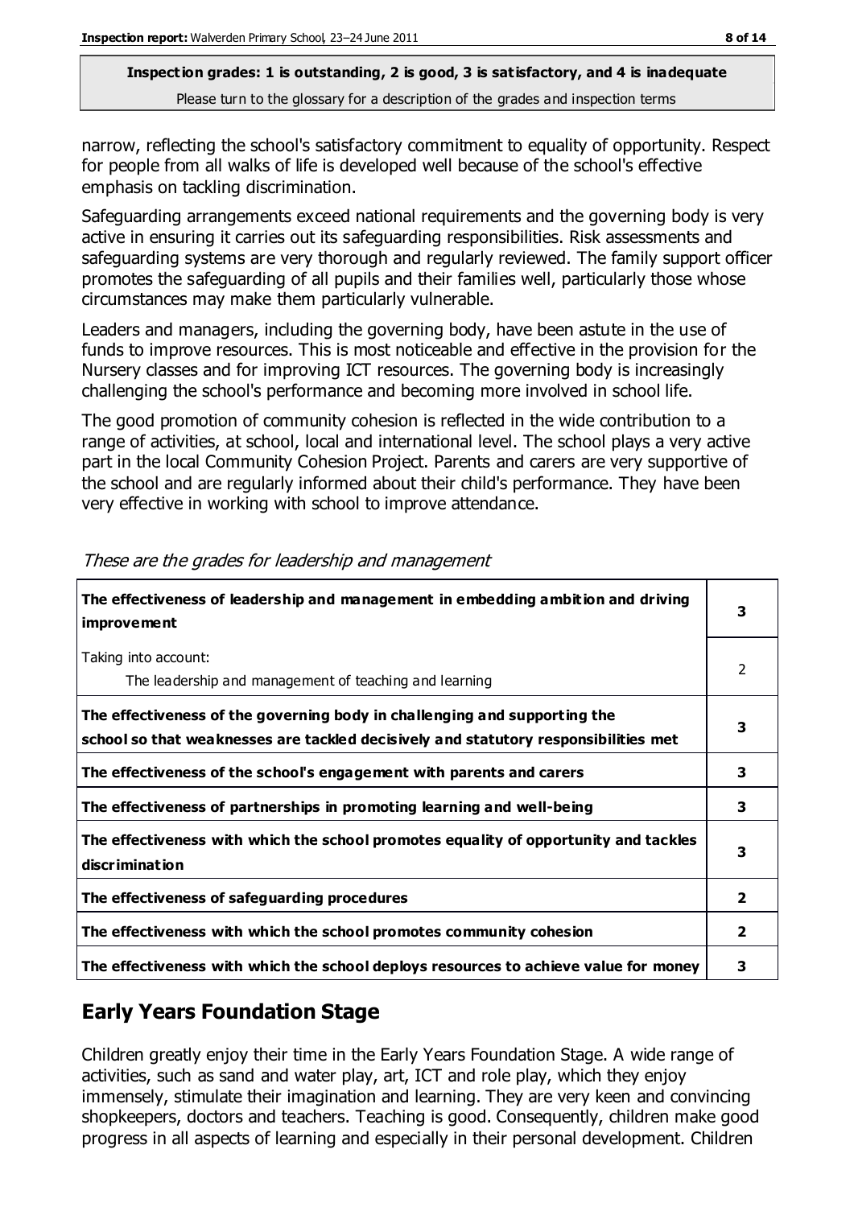narrow, reflecting the school's satisfactory commitment to equality of opportunity. Respect for people from all walks of life is developed well because of the school's effective emphasis on tackling discrimination.

Safeguarding arrangements exceed national requirements and the governing body is very active in ensuring it carries out its safeguarding responsibilities. Risk assessments and safeguarding systems are very thorough and regularly reviewed. The family support officer promotes the safeguarding of all pupils and their families well, particularly those whose circumstances may make them particularly vulnerable.

Leaders and managers, including the governing body, have been astute in the use of funds to improve resources. This is most noticeable and effective in the provision for the Nursery classes and for improving ICT resources. The governing body is increasingly challenging the school's performance and becoming more involved in school life.

The good promotion of community cohesion is reflected in the wide contribution to a range of activities, at school, local and international level. The school plays a very active part in the local Community Cohesion Project. Parents and carers are very supportive of the school and are regularly informed about their child's performance. They have been very effective in working with school to improve attendance.

*These are the grades for leadership and management*

| | |
|---|---|
| **The effectiveness of leadership and management in embedding ambition and driving improvement** | **3** |
| Taking into account:<br>The leadership and management of teaching and learning | 2 |
| **The effectiveness of the governing body in challenging and supporting the school so that weaknesses are tackled decisively and statutory responsibilities met** | **3** |
| **The effectiveness of the school's engagement with parents and carers** | **3** |
| **The effectiveness of partnerships in promoting learning and well-being** | **3** |
| **The effectiveness with which the school promotes equality of opportunity and tackles discrimination** | **3** |
| **The effectiveness of safeguarding procedures** | **2** |
| **The effectiveness with which the school promotes community cohesion** | **2** |
| **The effectiveness with which the school deploys resources to achieve value for money** | **3** |

## Early Years Foundation Stage

Children greatly enjoy their time in the Early Years Foundation Stage. A wide range of activities, such as sand and water play, art, ICT and role play, which they enjoy immensely, stimulate their imagination and learning. They are very keen and convincing shopkeepers, doctors and teachers. Teaching is good. Consequently, children make good progress in all aspects of learning and especially in their personal development. Children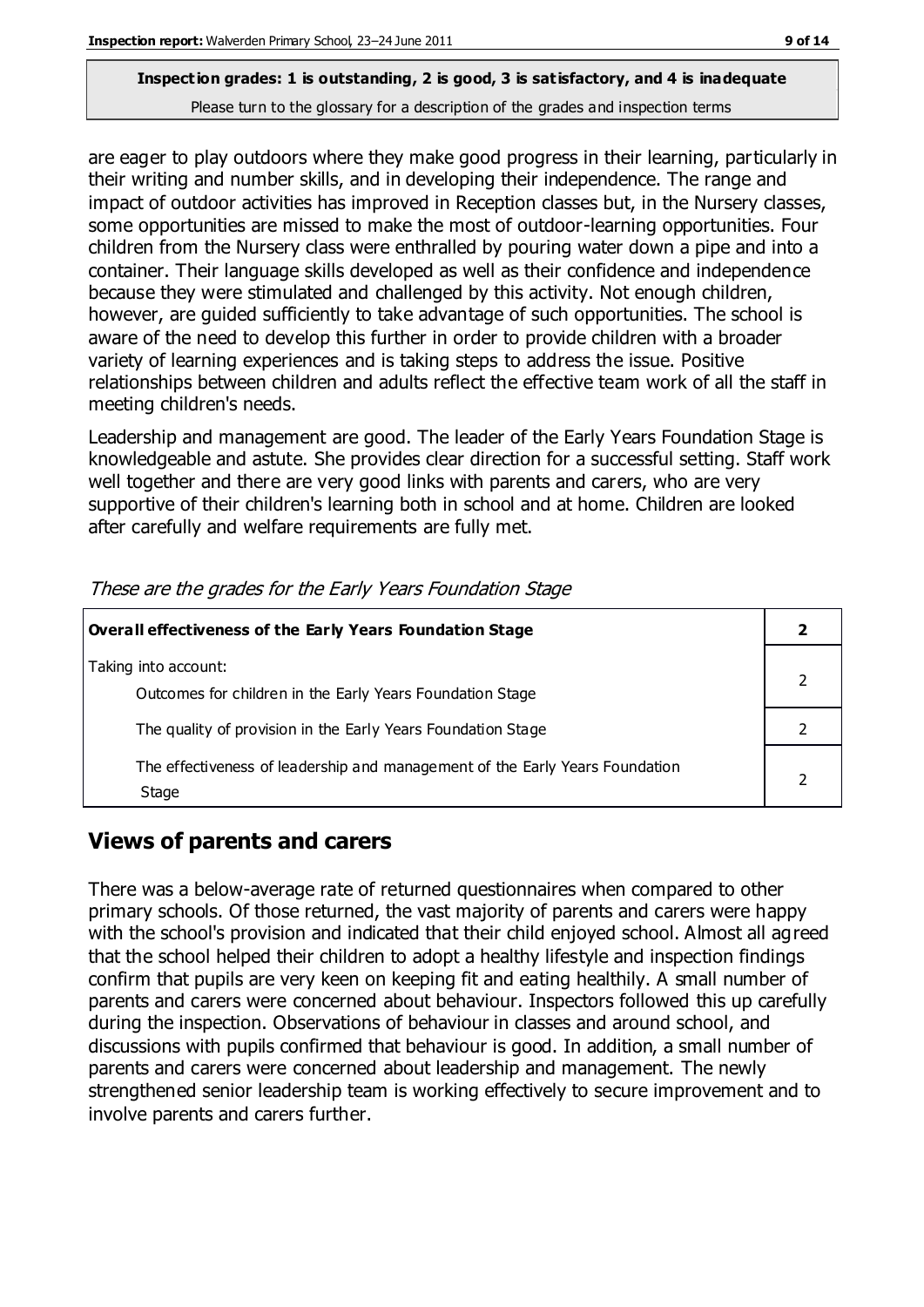are eager to play outdoors where they make good progress in their learning, particularly in their writing and number skills, and in developing their independence. The range and impact of outdoor activities has improved in Reception classes but, in the Nursery classes, some opportunities are missed to make the most of outdoor-learning opportunities. Four children from the Nursery class were enthralled by pouring water down a pipe and into a container. Their language skills developed as well as their confidence and independence because they were stimulated and challenged by this activity. Not enough children, however, are guided sufficiently to take advantage of such opportunities. The school is aware of the need to develop this further in order to provide children with a broader variety of learning experiences and is taking steps to address the issue. Positive relationships between children and adults reflect the effective team work of all the staff in meeting children's needs.

Leadership and management are good. The leader of the Early Years Foundation Stage is knowledgeable and astute. She provides clear direction for a successful setting. Staff work well together and there are very good links with parents and carers, who are very supportive of their children's learning both in school and at home. Children are looked after carefully and welfare requirements are fully met.

*These are the grades for the Early Years Foundation Stage*

| **Overall effectiveness of the Early Years Foundation Stage** | **2** |
|---|---|
| Taking into account: Outcomes for children in the Early Years Foundation Stage | 2 |
| The quality of provision in the Early Years Foundation Stage | 2 |
| The effectiveness of leadership and management of the Early Years Foundation Stage | 2 |

## Views of parents and carers

There was a below-average rate of returned questionnaires when compared to other primary schools. Of those returned, the vast majority of parents and carers were happy with the school's provision and indicated that their child enjoyed school. Almost all agreed that the school helped their children to adopt a healthy lifestyle and inspection findings confirm that pupils are very keen on keeping fit and eating healthily. A small number of parents and carers were concerned about behaviour. Inspectors followed this up carefully during the inspection. Observations of behaviour in classes and around school, and discussions with pupils confirmed that behaviour is good. In addition, a small number of parents and carers were concerned about leadership and management. The newly strengthened senior leadership team is working effectively to secure improvement and to involve parents and carers further.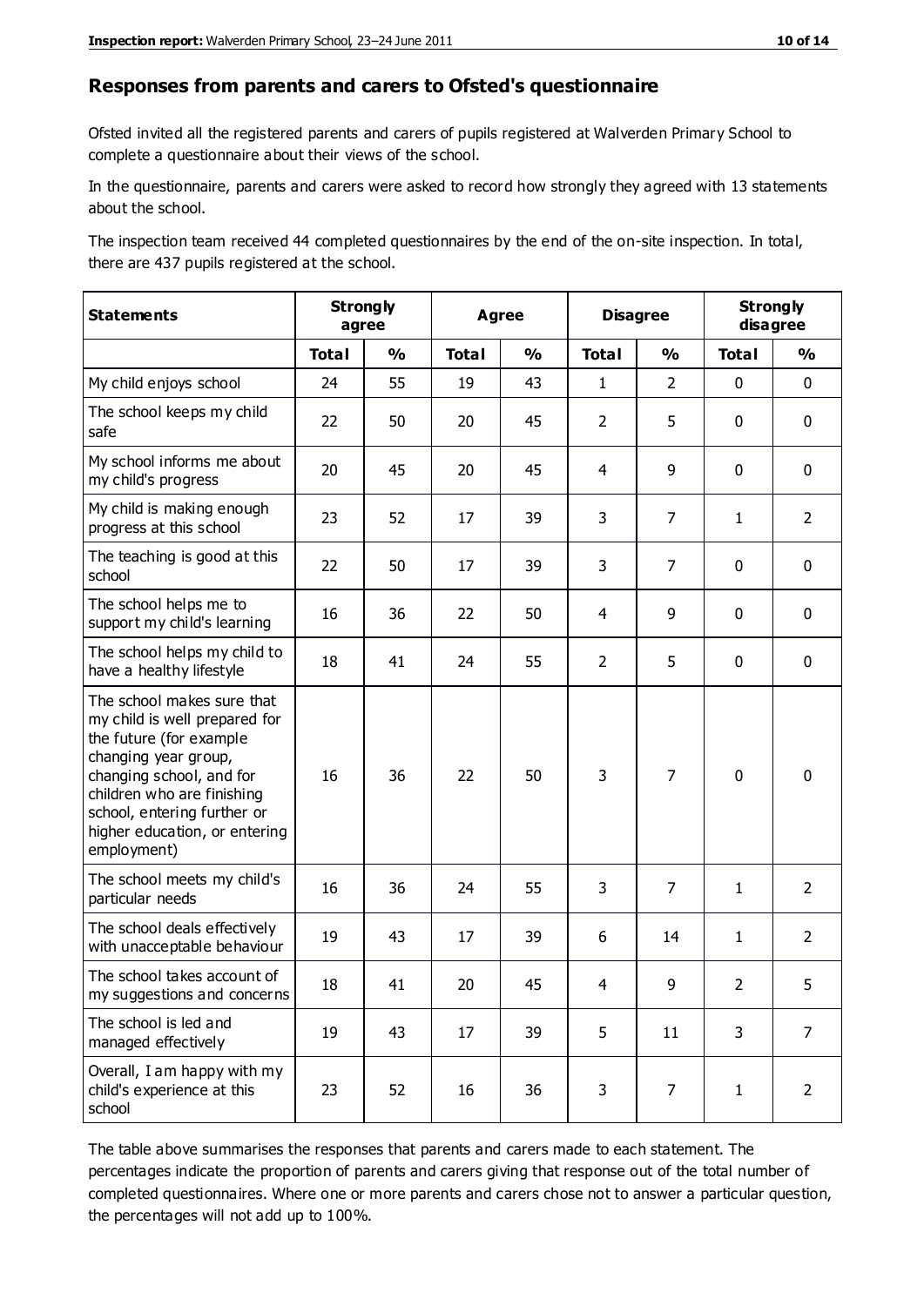## Responses from parents and carers to Ofsted's questionnaire

Ofsted invited all the registered parents and carers of pupils registered at Walverden Primary School to complete a questionnaire about their views of the school.

In the questionnaire, parents and carers were asked to record how strongly they agreed with 13 statements about the school.

The inspection team received 44 completed questionnaires by the end of the on-site inspection. In total, there are 437 pupils registered at the school.

| Statements | Strongly agree | | Agree | | Disagree | | Strongly disagree | |
|---|---|---|---|---|---|---|---|---|
| | Total | % | Total | % | Total | % | Total | % |
| My child enjoys school | 24 | 55 | 19 | 43 | 1 | 2 | 0 | 0 |
| The school keeps my child safe | 22 | 50 | 20 | 45 | 2 | 5 | 0 | 0 |
| My school informs me about my child's progress | 20 | 45 | 20 | 45 | 4 | 9 | 0 | 0 |
| My child is making enough progress at this school | 23 | 52 | 17 | 39 | 3 | 7 | 1 | 2 |
| The teaching is good at this school | 22 | 50 | 17 | 39 | 3 | 7 | 0 | 0 |
| The school helps me to support my child's learning | 16 | 36 | 22 | 50 | 4 | 9 | 0 | 0 |
| The school helps my child to have a healthy lifestyle | 18 | 41 | 24 | 55 | 2 | 5 | 0 | 0 |
| The school makes sure that my child is well prepared for the future (for example changing year group, changing school, and for children who are finishing school, entering further or higher education, or entering employment) | 16 | 36 | 22 | 50 | 3 | 7 | 0 | 0 |
| The school meets my child's particular needs | 16 | 36 | 24 | 55 | 3 | 7 | 1 | 2 |
| The school deals effectively with unacceptable behaviour | 19 | 43 | 17 | 39 | 6 | 14 | 1 | 2 |
| The school takes account of my suggestions and concerns | 18 | 41 | 20 | 45 | 4 | 9 | 2 | 5 |
| The school is led and managed effectively | 19 | 43 | 17 | 39 | 5 | 11 | 3 | 7 |
| Overall, I am happy with my child's experience at this school | 23 | 52 | 16 | 36 | 3 | 7 | 1 | 2 |

The table above summarises the responses that parents and carers made to each statement. The percentages indicate the proportion of parents and carers giving that response out of the total number of completed questionnaires. Where one or more parents and carers chose not to answer a particular question, the percentages will not add up to 100%.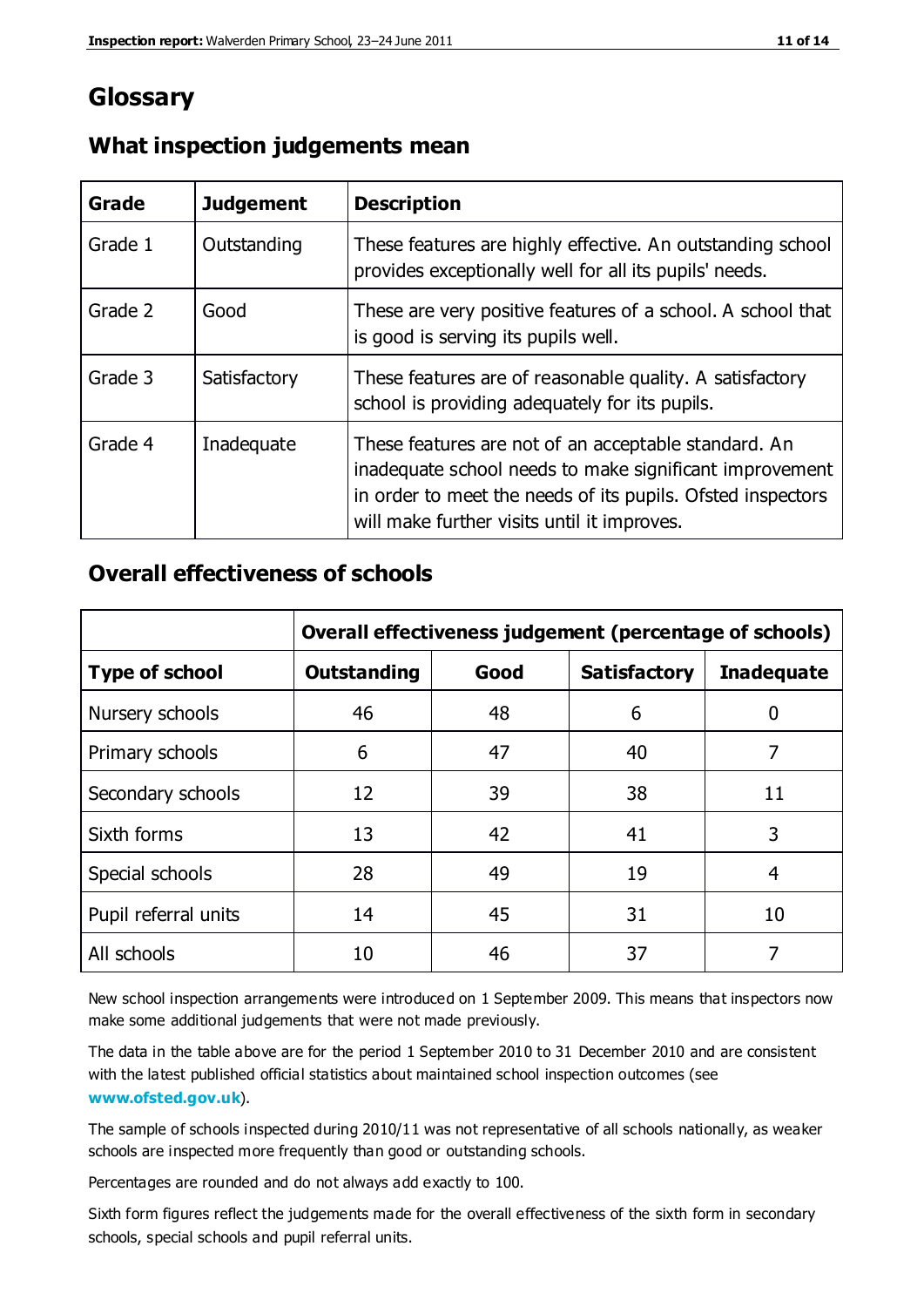# Glossary

## What inspection judgements mean

| Grade | Judgement | Description |
| --- | --- | --- |
| Grade 1 | Outstanding | These features are highly effective. An outstanding school provides exceptionally well for all its pupils' needs. |
| Grade 2 | Good | These are very positive features of a school. A school that is good is serving its pupils well. |
| Grade 3 | Satisfactory | These features are of reasonable quality. A satisfactory school is providing adequately for its pupils. |
| Grade 4 | Inadequate | These features are not of an acceptable standard. An inadequate school needs to make significant improvement in order to meet the needs of its pupils. Ofsted inspectors will make further visits until it improves. |

## Overall effectiveness of schools

| | Overall effectiveness judgement (percentage of schools) | | | |
| --- | --- | --- | --- | --- |
| **Type of school** | **Outstanding** | **Good** | **Satisfactory** | **Inadequate** |
| Nursery schools | 46 | 48 | 6 | 0 |
| Primary schools | 6 | 47 | 40 | 7 |
| Secondary schools | 12 | 39 | 38 | 11 |
| Sixth forms | 13 | 42 | 41 | 3 |
| Special schools | 28 | 49 | 19 | 4 |
| Pupil referral units | 14 | 45 | 31 | 10 |
| All schools | 10 | 46 | 37 | 7 |

New school inspection arrangements were introduced on 1 September 2009. This means that inspectors now make some additional judgements that were not made previously.

The data in the table above are for the period 1 September 2010 to 31 December 2010 and are consistent with the latest published official statistics about maintained school inspection outcomes (see **www.ofsted.gov.uk**).

The sample of schools inspected during 2010/11 was not representative of all schools nationally, as weaker schools are inspected more frequently than good or outstanding schools.

Percentages are rounded and do not always add exactly to 100.

Sixth form figures reflect the judgements made for the overall effectiveness of the sixth form in secondary schools, special schools and pupil referral units.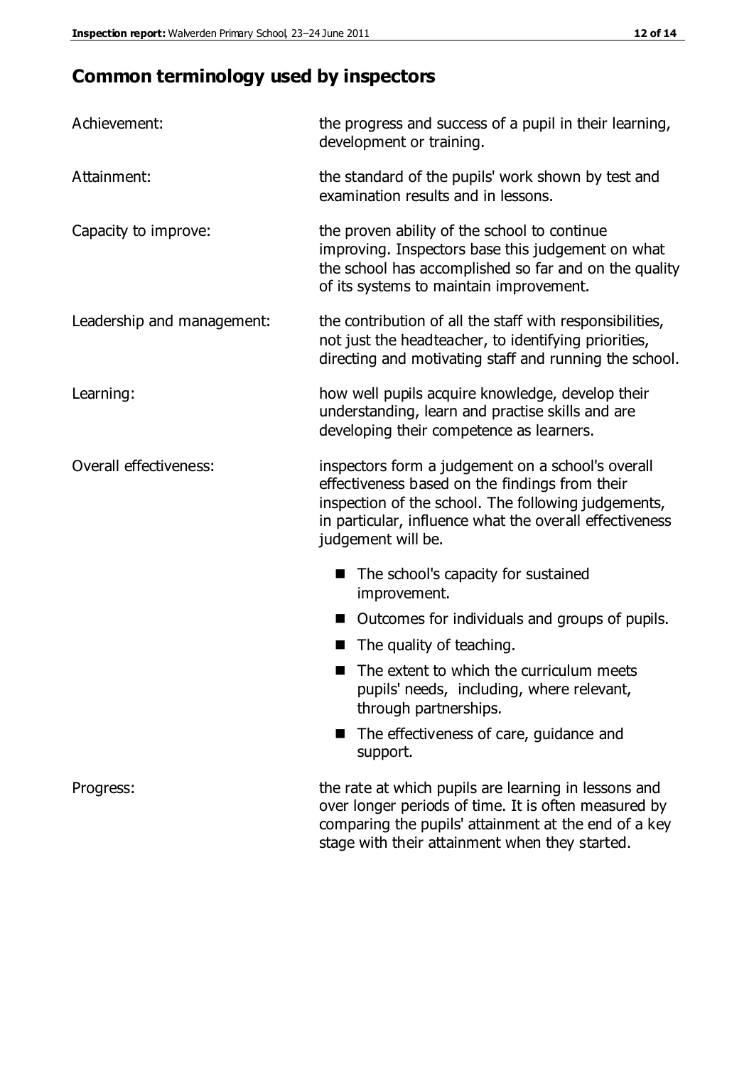# Common terminology used by inspectors

| | |
|---|---|
| Achievement: | the progress and success of a pupil in their learning, development or training. |
| Attainment: | the standard of the pupils' work shown by test and examination results and in lessons. |
| Capacity to improve: | the proven ability of the school to continue improving. Inspectors base this judgement on what the school has accomplished so far and on the quality of its systems to maintain improvement. |
| Leadership and management: | the contribution of all the staff with responsibilities, not just the headteacher, to identifying priorities, directing and motivating staff and running the school. |
| Learning: | how well pupils acquire knowledge, develop their understanding, learn and practise skills and are developing their competence as learners. |
| Overall effectiveness: | inspectors form a judgement on a school's overall effectiveness based on the findings from their inspection of the school. The following judgements, in particular, influence what the overall effectiveness judgement will be. |

- The school's capacity for sustained improvement.
- Outcomes for individuals and groups of pupils.
- The quality of teaching.
- The extent to which the curriculum meets pupils' needs, including, where relevant, through partnerships.
- The effectiveness of care, guidance and support.

| | |
|---|---|
| Progress: | the rate at which pupils are learning in lessons and over longer periods of time. It is often measured by comparing the pupils' attainment at the end of a key stage with their attainment when they started. |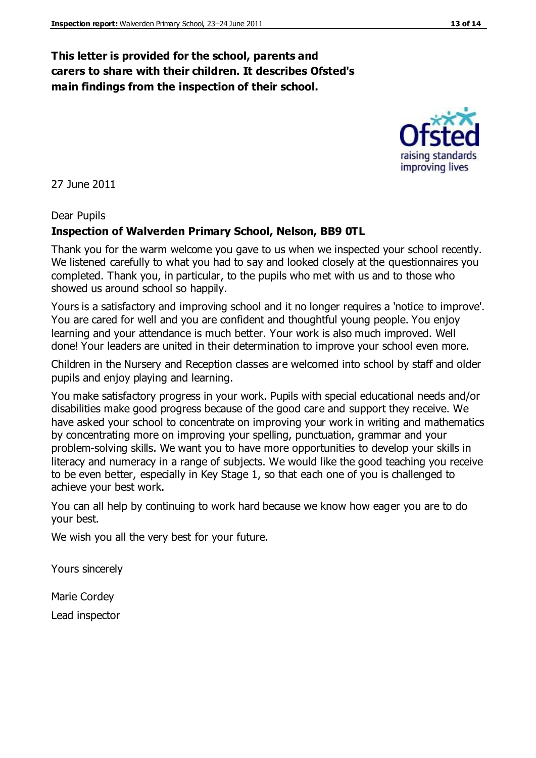**This letter is provided for the school, parents and carers to share with their children. It describes Ofsted's main findings from the inspection of their school.**

27 June 2011

Dear Pupils

**Inspection of Walverden Primary School, Nelson, BB9 0TL**

Thank you for the warm welcome you gave to us when we inspected your school recently. We listened carefully to what you had to say and looked closely at the questionnaires you completed. Thank you, in particular, to the pupils who met with us and to those who showed us around school so happily.

Yours is a satisfactory and improving school and it no longer requires a 'notice to improve'. You are cared for well and you are confident and thoughtful young people. You enjoy learning and your attendance is much better. Your work is also much improved. Well done! Your leaders are united in their determination to improve your school even more.

Children in the Nursery and Reception classes are welcomed into school by staff and older pupils and enjoy playing and learning.

You make satisfactory progress in your work. Pupils with special educational needs and/or disabilities make good progress because of the good care and support they receive. We have asked your school to concentrate on improving your work in writing and mathematics by concentrating more on improving your spelling, punctuation, grammar and your problem-solving skills. We want you to have more opportunities to develop your skills in literacy and numeracy in a range of subjects. We would like the good teaching you receive to be even better, especially in Key Stage 1, so that each one of you is challenged to achieve your best work.

You can all help by continuing to work hard because we know how eager you are to do your best.

We wish you all the very best for your future.

Yours sincerely

Marie Cordey

Lead inspector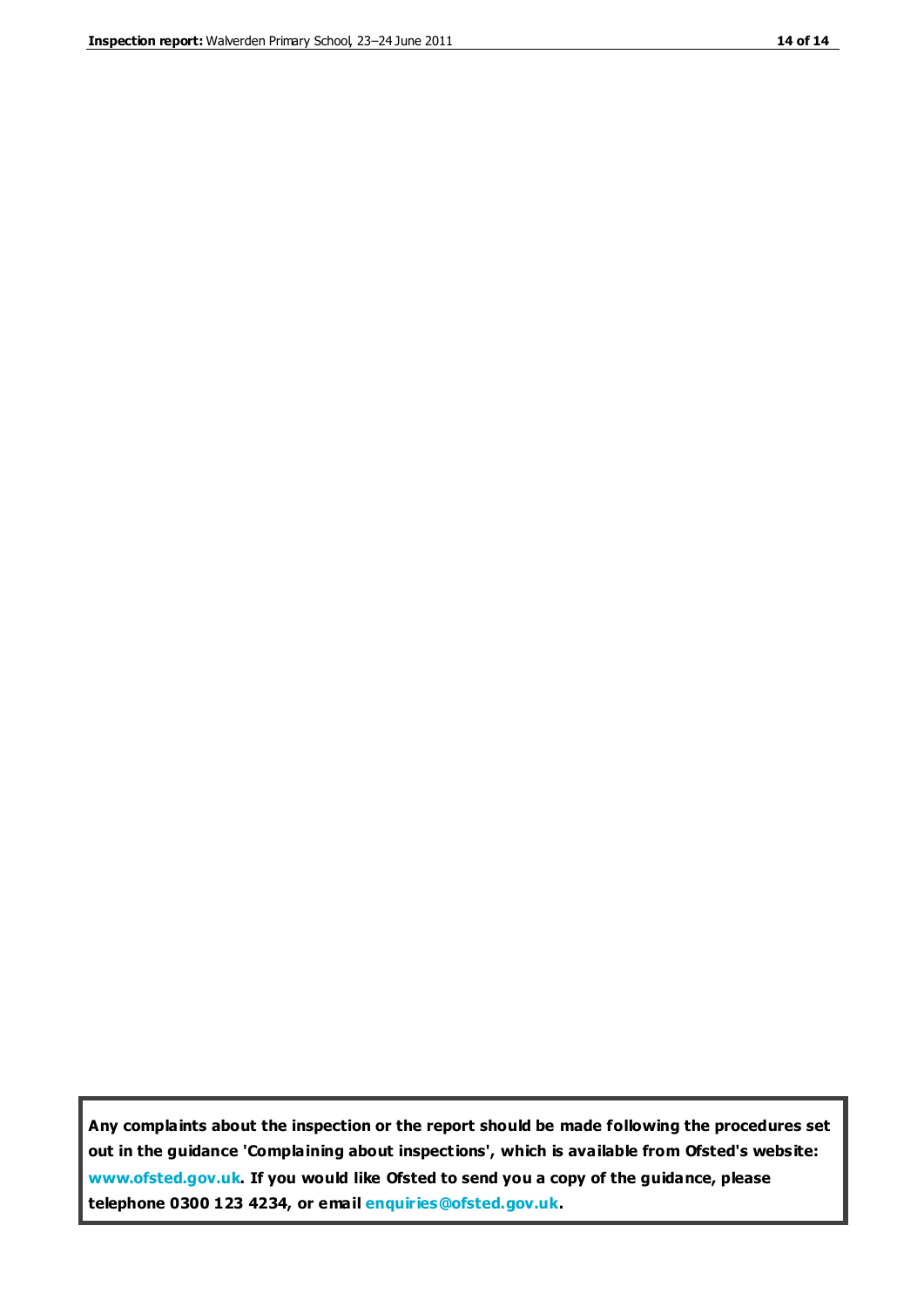**Any complaints about the inspection or the report should be made following the procedures set out in the guidance 'Complaining about inspections', which is available from Ofsted's website: www.ofsted.gov.uk. If you would like Ofsted to send you a copy of the guidance, please telephone 0300 123 4234, or email enquiries@ofsted.gov.uk.**